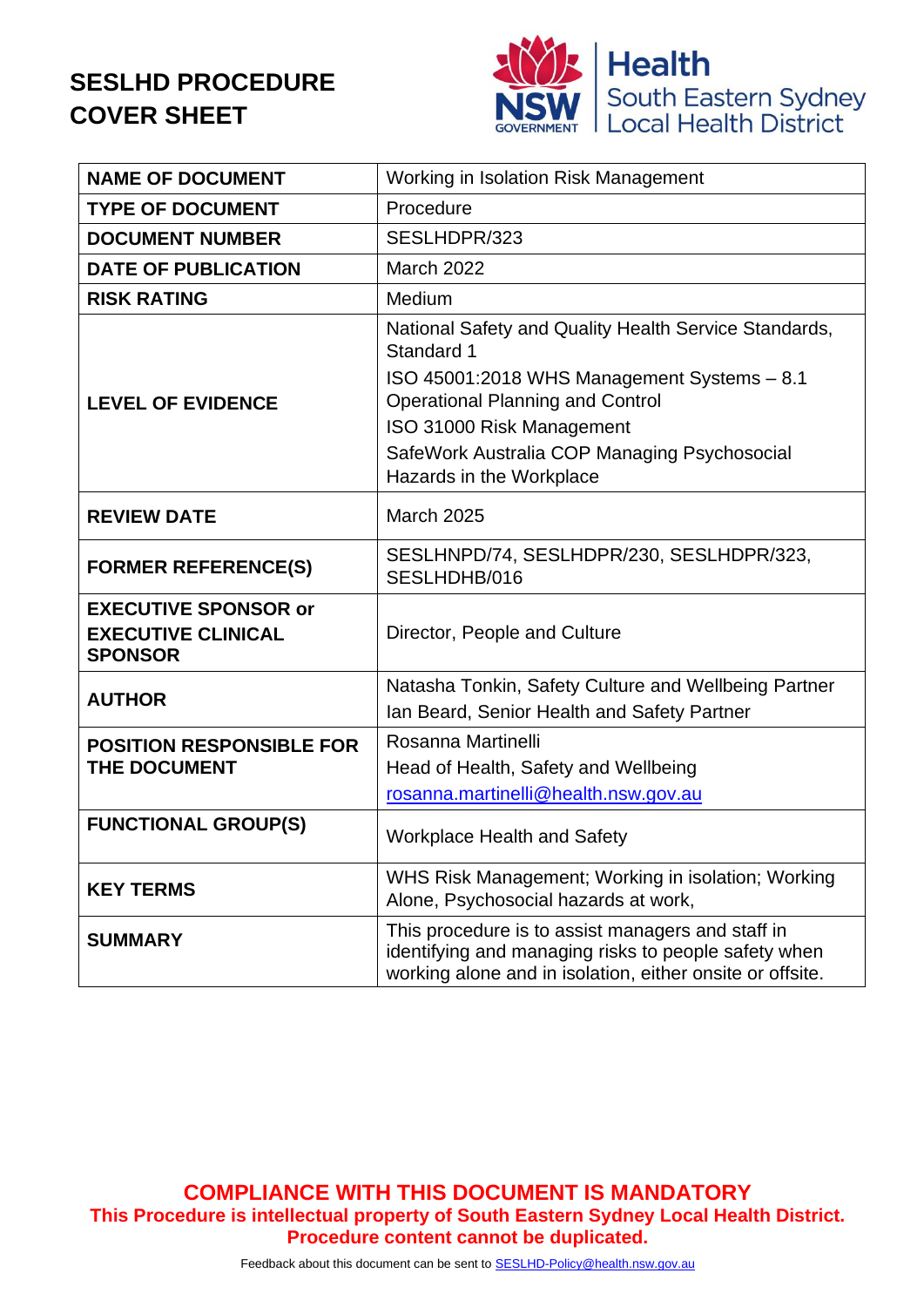# SESLHD PROCEDURE COVER SHEET

Health
South Eastern Sydney
Local Health District

| NAME OF DOCUMENT | Working in Isolation Risk Management |
|---|---|
| TYPE OF DOCUMENT | Procedure |
| DOCUMENT NUMBER | SESLHDPR/323 |
| DATE OF PUBLICATION | March 2022 |
| RISK RATING | Medium |
| LEVEL OF EVIDENCE | National Safety and Quality Health Service Standards, Standard 1<br>ISO 45001:2018 WHS Management Systems – 8.1 Operational Planning and Control<br>ISO 31000 Risk Management<br>SafeWork Australia COP Managing Psychosocial Hazards in the Workplace |
| REVIEW DATE | March 2025 |
| FORMER REFERENCE(S) | SESLHNPD/74, SESLHDPR/230, SESLHDPR/323, SESLHDHB/016 |
| EXECUTIVE SPONSOR or EXECUTIVE CLINICAL SPONSOR | Director, People and Culture |
| AUTHOR | Natasha Tonkin, Safety Culture and Wellbeing Partner<br>Ian Beard, Senior Health and Safety Partner |
| POSITION RESPONSIBLE FOR THE DOCUMENT | Rosanna Martinelli<br>Head of Health, Safety and Wellbeing<br>rosanna.martinelli@health.nsw.gov.au |
| FUNCTIONAL GROUP(S) | Workplace Health and Safety |
| KEY TERMS | WHS Risk Management; Working in isolation; Working Alone, Psychosocial hazards at work, |
| SUMMARY | This procedure is to assist managers and staff in identifying and managing risks to people safety when working alone and in isolation, either onsite or offsite. |

**COMPLIANCE WITH THIS DOCUMENT IS MANDATORY**
**This Procedure is intellectual property of South Eastern Sydney Local Health District. Procedure content cannot be duplicated.**

Feedback about this document can be sent to SESLHD-Policy@health.nsw.gov.au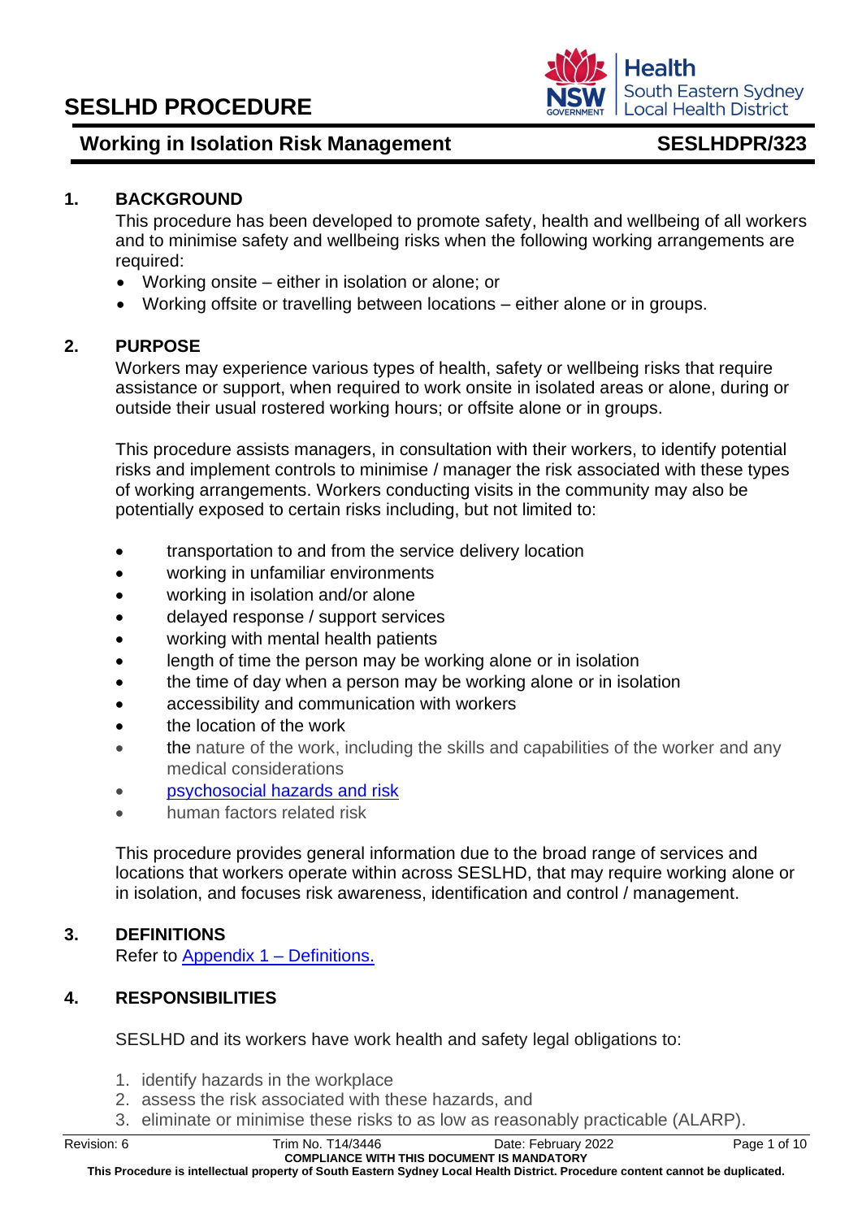# SESLHD PROCEDURE

## Working in Isolation Risk Management — SESLHDPR/323

### 1. BACKGROUND

This procedure has been developed to promote safety, health and wellbeing of all workers and to minimise safety and wellbeing risks when the following working arrangements are required:

- Working onsite – either in isolation or alone; or
- Working offsite or travelling between locations – either alone or in groups.

### 2. PURPOSE

Workers may experience various types of health, safety or wellbeing risks that require assistance or support, when required to work onsite in isolated areas or alone, during or outside their usual rostered working hours; or offsite alone or in groups.

This procedure assists managers, in consultation with their workers, to identify potential risks and implement controls to minimise / manager the risk associated with these types of working arrangements. Workers conducting visits in the community may also be potentially exposed to certain risks including, but not limited to:

- transportation to and from the service delivery location
- working in unfamiliar environments
- working in isolation and/or alone
- delayed response / support services
- working with mental health patients
- length of time the person may be working alone or in isolation
- the time of day when a person may be working alone or in isolation
- accessibility and communication with workers
- the location of the work
- the nature of the work, including the skills and capabilities of the worker and any medical considerations
- psychosocial hazards and risk
- human factors related risk

This procedure provides general information due to the broad range of services and locations that workers operate within across SESLHD, that may require working alone or in isolation, and focuses risk awareness, identification and control / management.

### 3. DEFINITIONS

Refer to Appendix 1 – Definitions.

### 4. RESPONSIBILITIES

SESLHD and its workers have work health and safety legal obligations to:

1. identify hazards in the workplace
2. assess the risk associated with these hazards, and
3. eliminate or minimise these risks to as low as reasonably practicable (ALARP).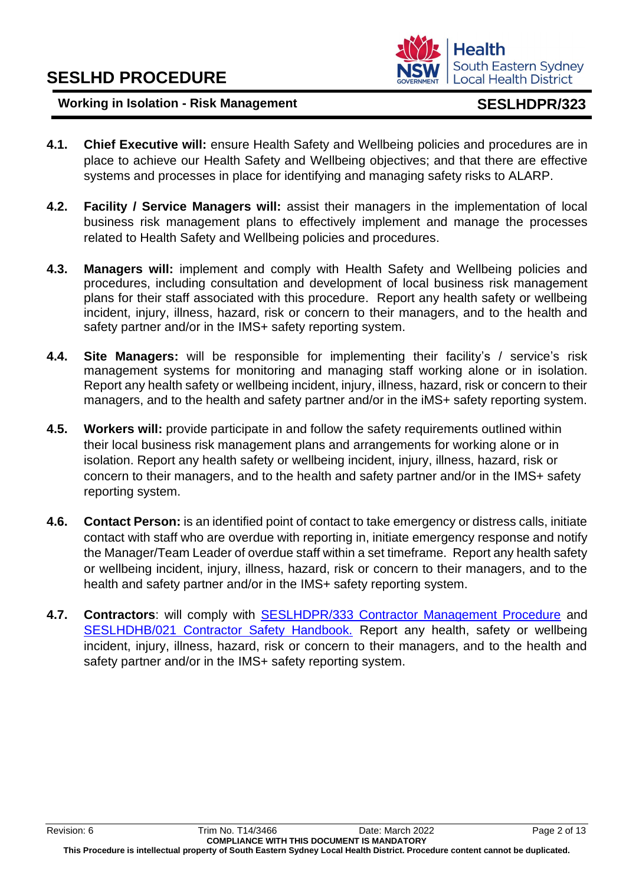**4.1. Chief Executive will:** ensure Health Safety and Wellbeing policies and procedures are in place to achieve our Health Safety and Wellbeing objectives; and that there are effective systems and processes in place for identifying and managing safety risks to ALARP.

**4.2. Facility / Service Managers will:** assist their managers in the implementation of local business risk management plans to effectively implement and manage the processes related to Health Safety and Wellbeing policies and procedures.

**4.3. Managers will:** implement and comply with Health Safety and Wellbeing policies and procedures, including consultation and development of local business risk management plans for their staff associated with this procedure. Report any health safety or wellbeing incident, injury, illness, hazard, risk or concern to their managers, and to the health and safety partner and/or in the IMS+ safety reporting system.

**4.4. Site Managers:** will be responsible for implementing their facility's / service's risk management systems for monitoring and managing staff working alone or in isolation. Report any health safety or wellbeing incident, injury, illness, hazard, risk or concern to their managers, and to the health and safety partner and/or in the iMS+ safety reporting system.

**4.5. Workers will:** provide participate in and follow the safety requirements outlined within their local business risk management plans and arrangements for working alone or in isolation. Report any health safety or wellbeing incident, injury, illness, hazard, risk or concern to their managers, and to the health and safety partner and/or in the IMS+ safety reporting system.

**4.6. Contact Person:** is an identified point of contact to take emergency or distress calls, initiate contact with staff who are overdue with reporting in, initiate emergency response and notify the Manager/Team Leader of overdue staff within a set timeframe. Report any health safety or wellbeing incident, injury, illness, hazard, risk or concern to their managers, and to the health and safety partner and/or in the IMS+ safety reporting system.

**4.7. Contractors**: will comply with SESLHDPR/333 Contractor Management Procedure and SESLHDHB/021 Contractor Safety Handbook. Report any health, safety or wellbeing incident, injury, illness, hazard, risk or concern to their managers, and to the health and safety partner and/or in the IMS+ safety reporting system.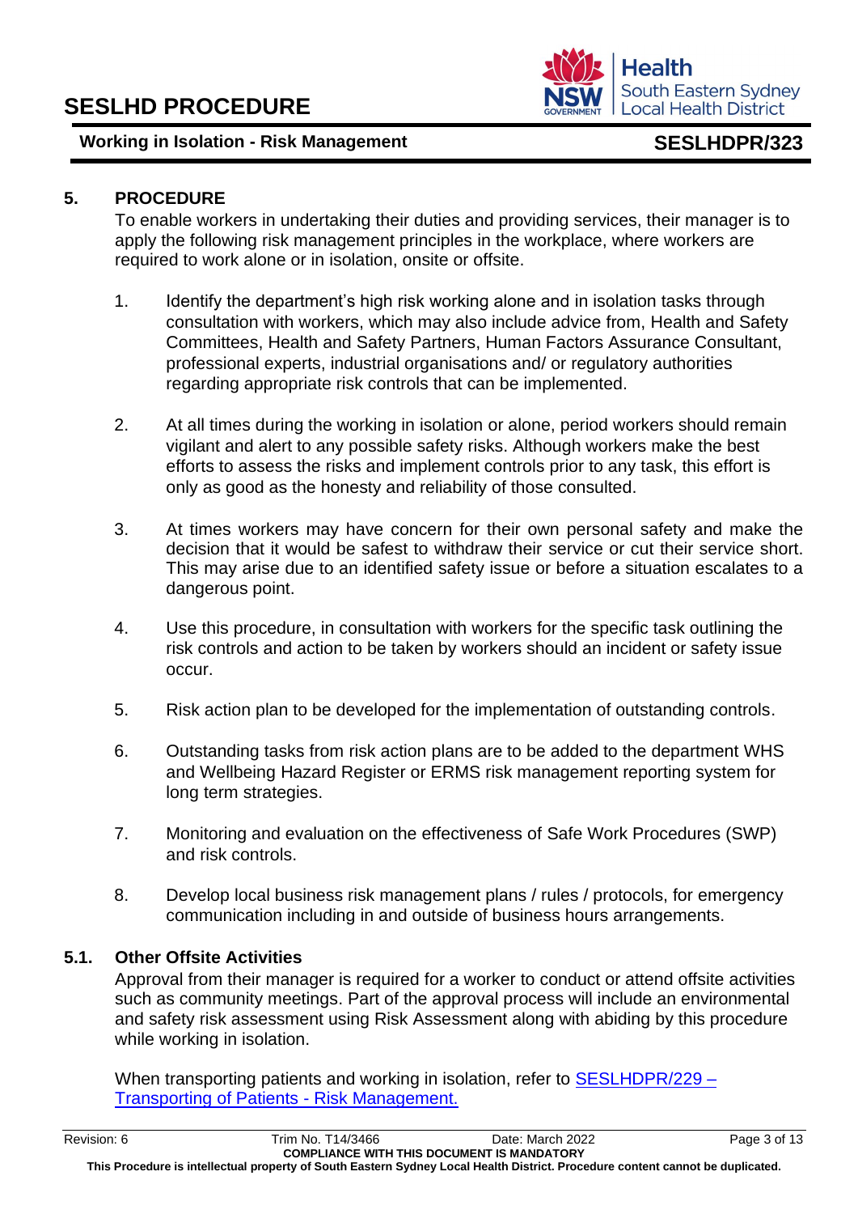## 5. PROCEDURE

To enable workers in undertaking their duties and providing services, their manager is to apply the following risk management principles in the workplace, where workers are required to work alone or in isolation, onsite or offsite.

1. Identify the department's high risk working alone and in isolation tasks through consultation with workers, which may also include advice from, Health and Safety Committees, Health and Safety Partners, Human Factors Assurance Consultant, professional experts, industrial organisations and/ or regulatory authorities regarding appropriate risk controls that can be implemented.

2. At all times during the working in isolation or alone, period workers should remain vigilant and alert to any possible safety risks. Although workers make the best efforts to assess the risks and implement controls prior to any task, this effort is only as good as the honesty and reliability of those consulted.

3. At times workers may have concern for their own personal safety and make the decision that it would be safest to withdraw their service or cut their service short. This may arise due to an identified safety issue or before a situation escalates to a dangerous point.

4. Use this procedure, in consultation with workers for the specific task outlining the risk controls and action to be taken by workers should an incident or safety issue occur.

5. Risk action plan to be developed for the implementation of outstanding controls.

6. Outstanding tasks from risk action plans are to be added to the department WHS and Wellbeing Hazard Register or ERMS risk management reporting system for long term strategies.

7. Monitoring and evaluation on the effectiveness of Safe Work Procedures (SWP) and risk controls.

8. Develop local business risk management plans / rules / protocols, for emergency communication including in and outside of business hours arrangements.

### 5.1. Other Offsite Activities

Approval from their manager is required for a worker to conduct or attend offsite activities such as community meetings. Part of the approval process will include an environmental and safety risk assessment using Risk Assessment along with abiding by this procedure while working in isolation.

When transporting patients and working in isolation, refer to [SESLHDPR/229 – Transporting of Patients - Risk Management.]()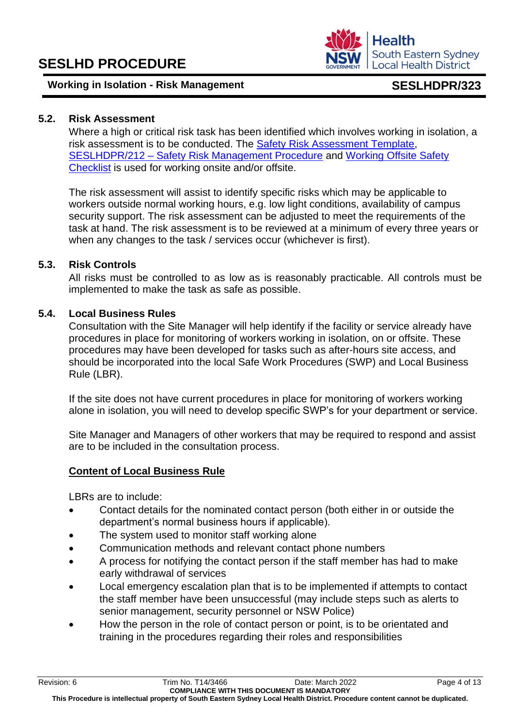### 5.2. Risk Assessment

Where a high or critical risk task has been identified which involves working in isolation, a risk assessment is to be conducted. The Safety Risk Assessment Template, SESLHDPR/212 – Safety Risk Management Procedure and Working Offsite Safety Checklist is used for working onsite and/or offsite.

The risk assessment will assist to identify specific risks which may be applicable to workers outside normal working hours, e.g. low light conditions, availability of campus security support. The risk assessment can be adjusted to meet the requirements of the task at hand. The risk assessment is to be reviewed at a minimum of every three years or when any changes to the task / services occur (whichever is first).

### 5.3. Risk Controls

All risks must be controlled to as low as is reasonably practicable. All controls must be implemented to make the task as safe as possible.

### 5.4. Local Business Rules

Consultation with the Site Manager will help identify if the facility or service already have procedures in place for monitoring of workers working in isolation, on or offsite. These procedures may have been developed for tasks such as after-hours site access, and should be incorporated into the local Safe Work Procedures (SWP) and Local Business Rule (LBR).

If the site does not have current procedures in place for monitoring of workers working alone in isolation, you will need to develop specific SWP's for your department or service.

Site Manager and Managers of other workers that may be required to respond and assist are to be included in the consultation process.

**Content of Local Business Rule**

LBRs are to include:

- Contact details for the nominated contact person (both either in or outside the department's normal business hours if applicable).
- The system used to monitor staff working alone
- Communication methods and relevant contact phone numbers
- A process for notifying the contact person if the staff member has had to make early withdrawal of services
- Local emergency escalation plan that is to be implemented if attempts to contact the staff member have been unsuccessful (may include steps such as alerts to senior management, security personnel or NSW Police)
- How the person in the role of contact person or point, is to be orientated and training in the procedures regarding their roles and responsibilities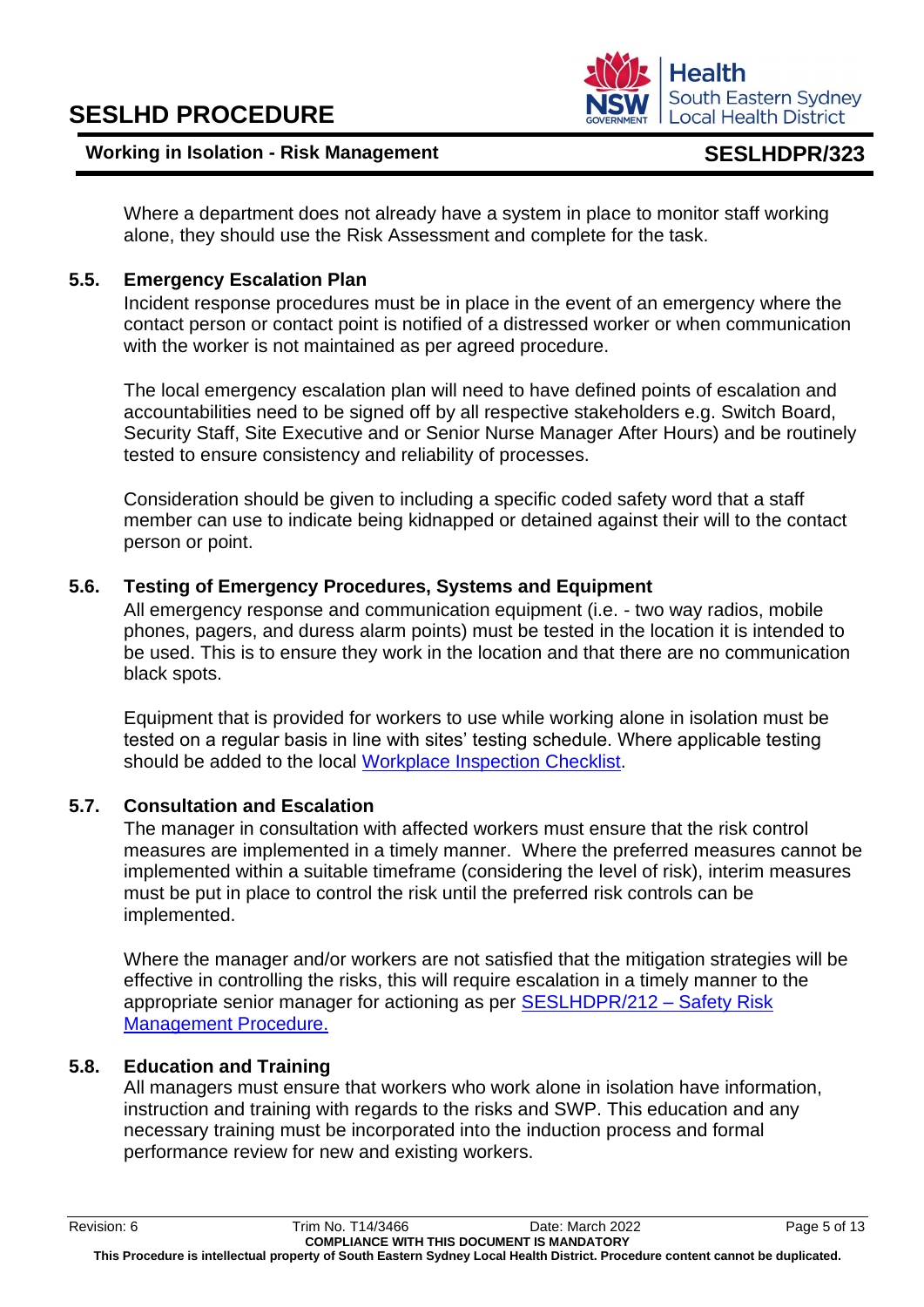Where a department does not already have a system in place to monitor staff working alone, they should use the Risk Assessment and complete for the task.

### 5.5. Emergency Escalation Plan

Incident response procedures must be in place in the event of an emergency where the contact person or contact point is notified of a distressed worker or when communication with the worker is not maintained as per agreed procedure.

The local emergency escalation plan will need to have defined points of escalation and accountabilities need to be signed off by all respective stakeholders e.g. Switch Board, Security Staff, Site Executive and or Senior Nurse Manager After Hours) and be routinely tested to ensure consistency and reliability of processes.

Consideration should be given to including a specific coded safety word that a staff member can use to indicate being kidnapped or detained against their will to the contact person or point.

### 5.6. Testing of Emergency Procedures, Systems and Equipment

All emergency response and communication equipment (i.e. - two way radios, mobile phones, pagers, and duress alarm points) must be tested in the location it is intended to be used. This is to ensure they work in the location and that there are no communication black spots.

Equipment that is provided for workers to use while working alone in isolation must be tested on a regular basis in line with sites' testing schedule. Where applicable testing should be added to the local Workplace Inspection Checklist.

### 5.7. Consultation and Escalation

The manager in consultation with affected workers must ensure that the risk control measures are implemented in a timely manner. Where the preferred measures cannot be implemented within a suitable timeframe (considering the level of risk), interim measures must be put in place to control the risk until the preferred risk controls can be implemented.

Where the manager and/or workers are not satisfied that the mitigation strategies will be effective in controlling the risks, this will require escalation in a timely manner to the appropriate senior manager for actioning as per SESLHDPR/212 – Safety Risk Management Procedure.

### 5.8. Education and Training

All managers must ensure that workers who work alone in isolation have information, instruction and training with regards to the risks and SWP. This education and any necessary training must be incorporated into the induction process and formal performance review for new and existing workers.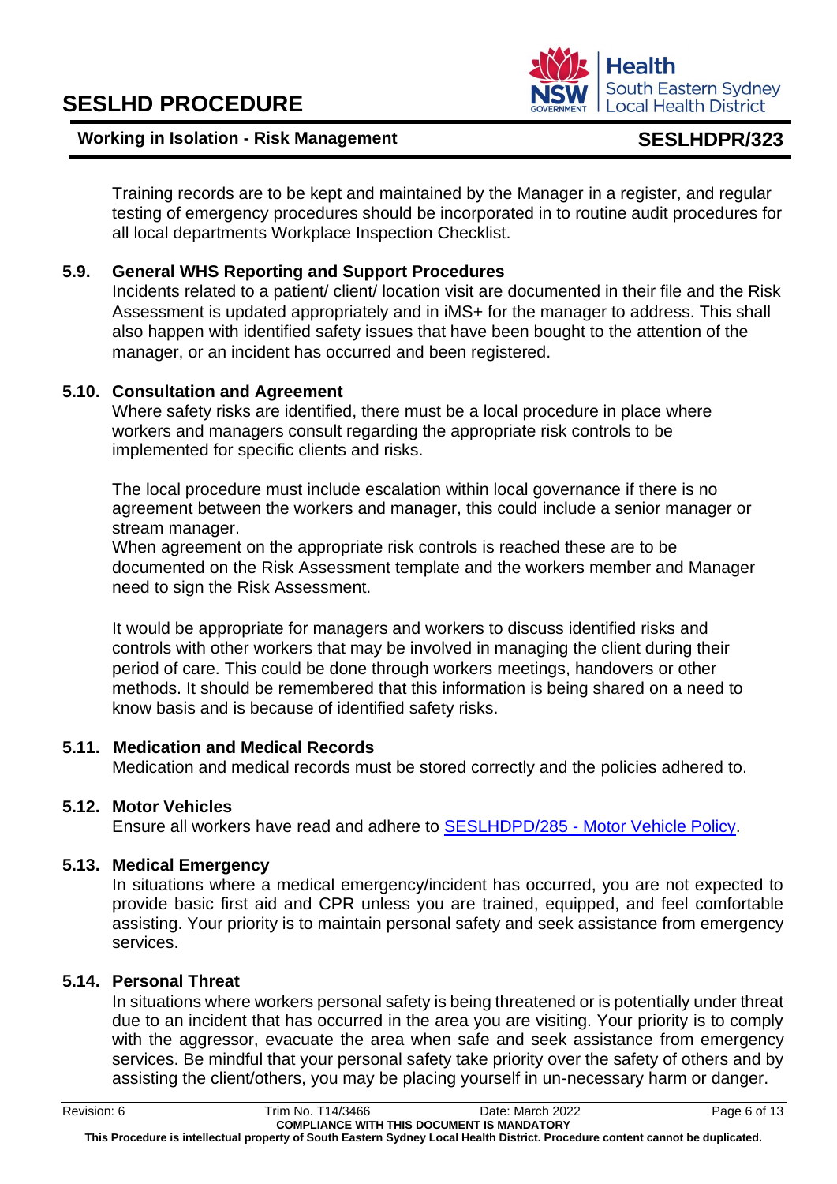Training records are to be kept and maintained by the Manager in a register, and regular testing of emergency procedures should be incorporated in to routine audit procedures for all local departments Workplace Inspection Checklist.

### 5.9. General WHS Reporting and Support Procedures

Incidents related to a patient/ client/ location visit are documented in their file and the Risk Assessment is updated appropriately and in iMS+ for the manager to address. This shall also happen with identified safety issues that have been bought to the attention of the manager, or an incident has occurred and been registered.

### 5.10. Consultation and Agreement

Where safety risks are identified, there must be a local procedure in place where workers and managers consult regarding the appropriate risk controls to be implemented for specific clients and risks.

The local procedure must include escalation within local governance if there is no agreement between the workers and manager, this could include a senior manager or stream manager.
When agreement on the appropriate risk controls is reached these are to be documented on the Risk Assessment template and the workers member and Manager need to sign the Risk Assessment.

It would be appropriate for managers and workers to discuss identified risks and controls with other workers that may be involved in managing the client during their period of care. This could be done through workers meetings, handovers or other methods. It should be remembered that this information is being shared on a need to know basis and is because of identified safety risks.

### 5.11. Medication and Medical Records

Medication and medical records must be stored correctly and the policies adhered to.

### 5.12. Motor Vehicles

Ensure all workers have read and adhere to [SESLHDPD/285 - Motor Vehicle Policy](SESLHDPD/285 - Motor Vehicle Policy).

### 5.13. Medical Emergency

In situations where a medical emergency/incident has occurred, you are not expected to provide basic first aid and CPR unless you are trained, equipped, and feel comfortable assisting. Your priority is to maintain personal safety and seek assistance from emergency services.

### 5.14. Personal Threat

In situations where workers personal safety is being threatened or is potentially under threat due to an incident that has occurred in the area you are visiting. Your priority is to comply with the aggressor, evacuate the area when safe and seek assistance from emergency services. Be mindful that your personal safety take priority over the safety of others and by assisting the client/others, you may be placing yourself in un-necessary harm or danger.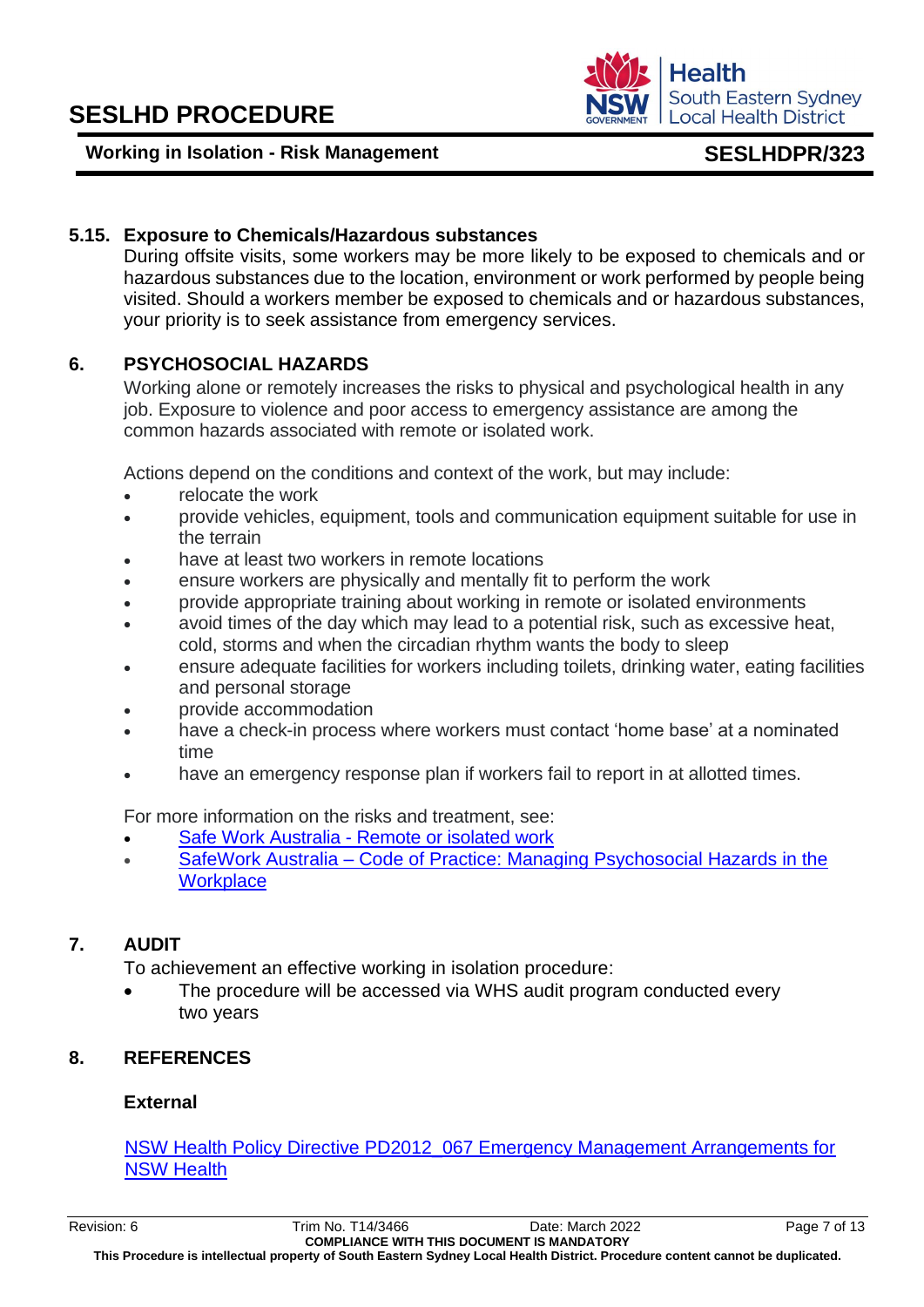### 5.15. Exposure to Chemicals/Hazardous substances

During offsite visits, some workers may be more likely to be exposed to chemicals and or hazardous substances due to the location, environment or work performed by people being visited. Should a workers member be exposed to chemicals and or hazardous substances, your priority is to seek assistance from emergency services.

## 6. PSYCHOSOCIAL HAZARDS

Working alone or remotely increases the risks to physical and psychological health in any job. Exposure to violence and poor access to emergency assistance are among the common hazards associated with remote or isolated work.

Actions depend on the conditions and context of the work, but may include:

- relocate the work
- provide vehicles, equipment, tools and communication equipment suitable for use in the terrain
- have at least two workers in remote locations
- ensure workers are physically and mentally fit to perform the work
- provide appropriate training about working in remote or isolated environments
- avoid times of the day which may lead to a potential risk, such as excessive heat, cold, storms and when the circadian rhythm wants the body to sleep
- ensure adequate facilities for workers including toilets, drinking water, eating facilities and personal storage
- provide accommodation
- have a check-in process where workers must contact 'home base' at a nominated time
- have an emergency response plan if workers fail to report in at allotted times.

For more information on the risks and treatment, see:

- Safe Work Australia - Remote or isolated work
- SafeWork Australia – Code of Practice: Managing Psychosocial Hazards in the Workplace

## 7. AUDIT

To achievement an effective working in isolation procedure:

- The procedure will be accessed via WHS audit program conducted every two years

## 8. REFERENCES

### External

NSW Health Policy Directive PD2012_067 Emergency Management Arrangements for NSW Health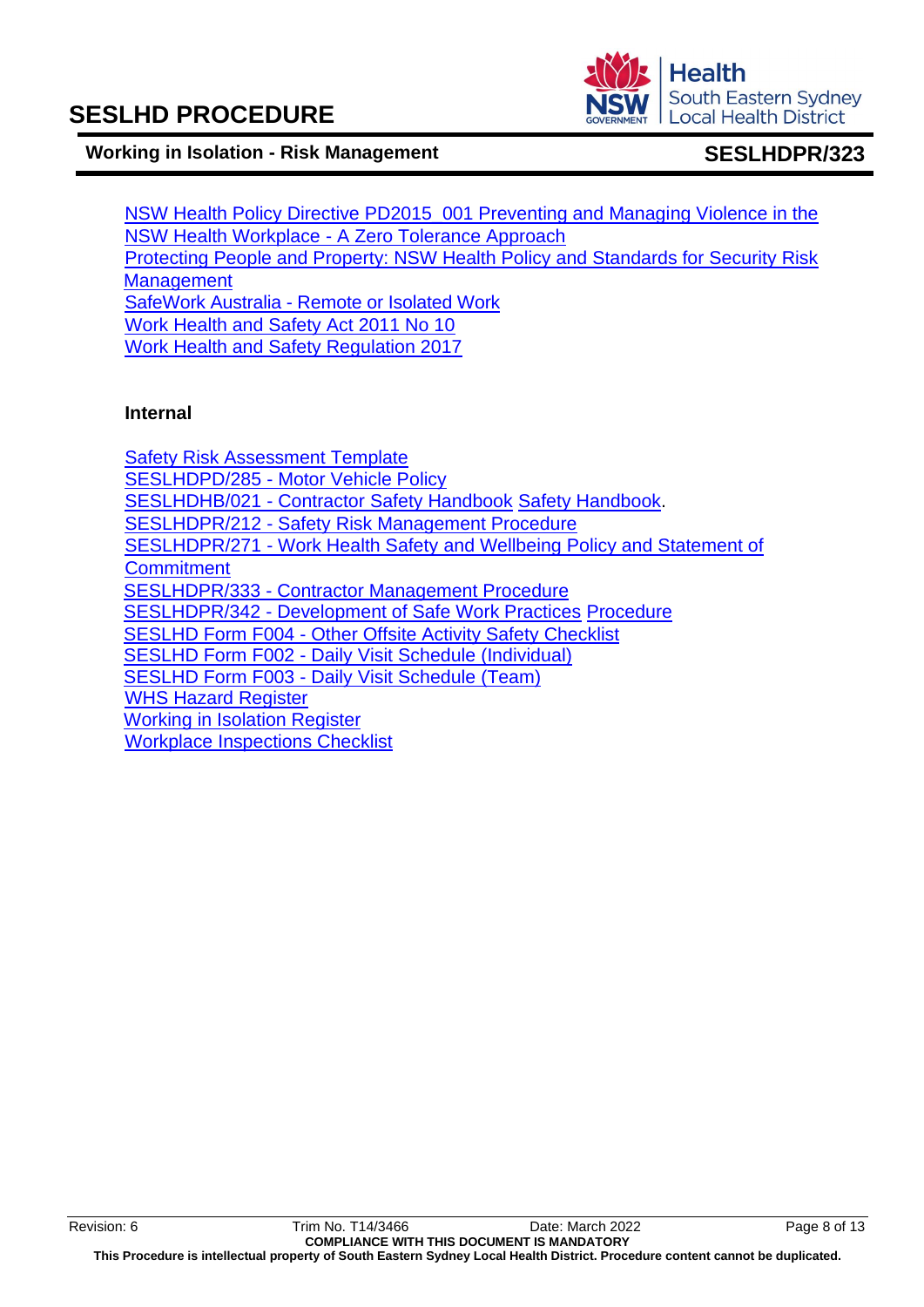NSW Health Policy Directive PD2015_001 Preventing and Managing Violence in the NSW Health Workplace - A Zero Tolerance Approach
Protecting People and Property: NSW Health Policy and Standards for Security Risk Management
SafeWork Australia - Remote or Isolated Work
Work Health and Safety Act 2011 No 10
Work Health and Safety Regulation 2017

**Internal**

Safety Risk Assessment Template
SESLHDPD/285 - Motor Vehicle Policy
SESLHDHB/021 - Contractor Safety Handbook Safety Handbook.
SESLHDPR/212 - Safety Risk Management Procedure
SESLHDPR/271 - Work Health Safety and Wellbeing Policy and Statement of Commitment
SESLHDPR/333 - Contractor Management Procedure
SESLHDPR/342 - Development of Safe Work Practices Procedure
SESLHD Form F004 - Other Offsite Activity Safety Checklist
SESLHD Form F002 - Daily Visit Schedule (Individual)
SESLHD Form F003 - Daily Visit Schedule (Team)
WHS Hazard Register
Working in Isolation Register
Workplace Inspections Checklist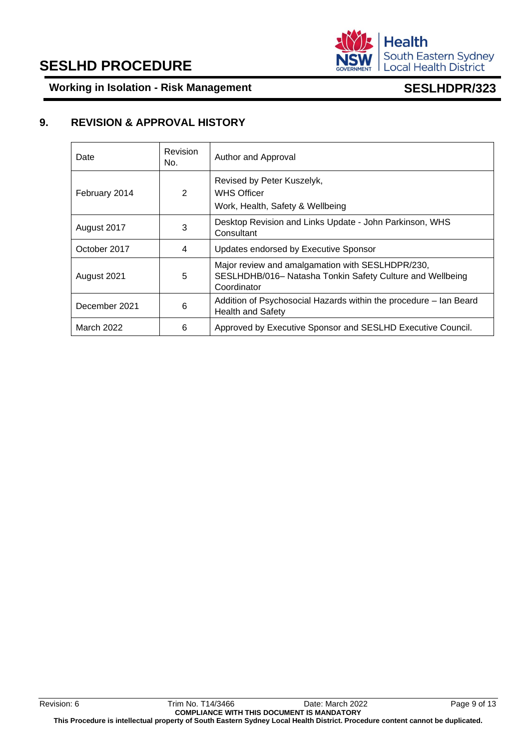## 9. REVISION & APPROVAL HISTORY

| Date | Revision No. | Author and Approval |
|---|---|---|
| February 2014 | 2 | Revised by Peter Kuszelyk, WHS Officer Work, Health, Safety & Wellbeing |
| August 2017 | 3 | Desktop Revision and Links Update - John Parkinson, WHS Consultant |
| October 2017 | 4 | Updates endorsed by Executive Sponsor |
| August 2021 | 5 | Major review and amalgamation with SESLHDPR/230, SESLHDHB/016– Natasha Tonkin Safety Culture and Wellbeing Coordinator |
| December 2021 | 6 | Addition of Psychosocial Hazards within the procedure – Ian Beard Health and Safety |
| March 2022 | 6 | Approved by Executive Sponsor and SESLHD Executive Council. |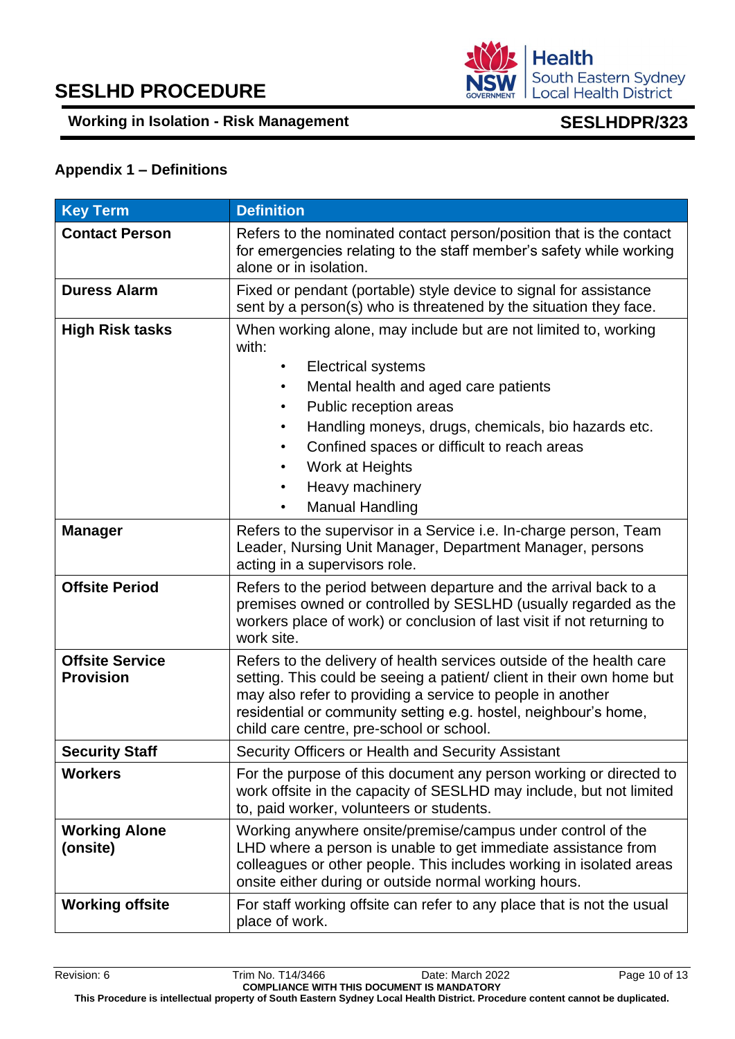## Appendix 1 – Definitions

| Key Term | Definition |
|---|---|
| **Contact Person** | Refers to the nominated contact person/position that is the contact for emergencies relating to the staff member's safety while working alone or in isolation. |
| **Duress Alarm** | Fixed or pendant (portable) style device to signal for assistance sent by a person(s) who is threatened by the situation they face. |
| **High Risk tasks** | When working alone, may include but are not limited to, working with:<br>• Electrical systems<br>• Mental health and aged care patients<br>• Public reception areas<br>• Handling moneys, drugs, chemicals, bio hazards etc.<br>• Confined spaces or difficult to reach areas<br>• Work at Heights<br>• Heavy machinery<br>• Manual Handling |
| **Manager** | Refers to the supervisor in a Service i.e. In-charge person, Team Leader, Nursing Unit Manager, Department Manager, persons acting in a supervisors role. |
| **Offsite Period** | Refers to the period between departure and the arrival back to a premises owned or controlled by SESLHD (usually regarded as the workers place of work) or conclusion of last visit if not returning to work site. |
| **Offsite Service Provision** | Refers to the delivery of health services outside of the health care setting. This could be seeing a patient/ client in their own home but may also refer to providing a service to people in another residential or community setting e.g. hostel, neighbour's home, child care centre, pre-school or school. |
| **Security Staff** | Security Officers or Health and Security Assistant |
| **Workers** | For the purpose of this document any person working or directed to work offsite in the capacity of SESLHD may include, but not limited to, paid worker, volunteers or students. |
| **Working Alone (onsite)** | Working anywhere onsite/premise/campus under control of the LHD where a person is unable to get immediate assistance from colleagues or other people. This includes working in isolated areas onsite either during or outside normal working hours. |
| **Working offsite** | For staff working offsite can refer to any place that is not the usual place of work. |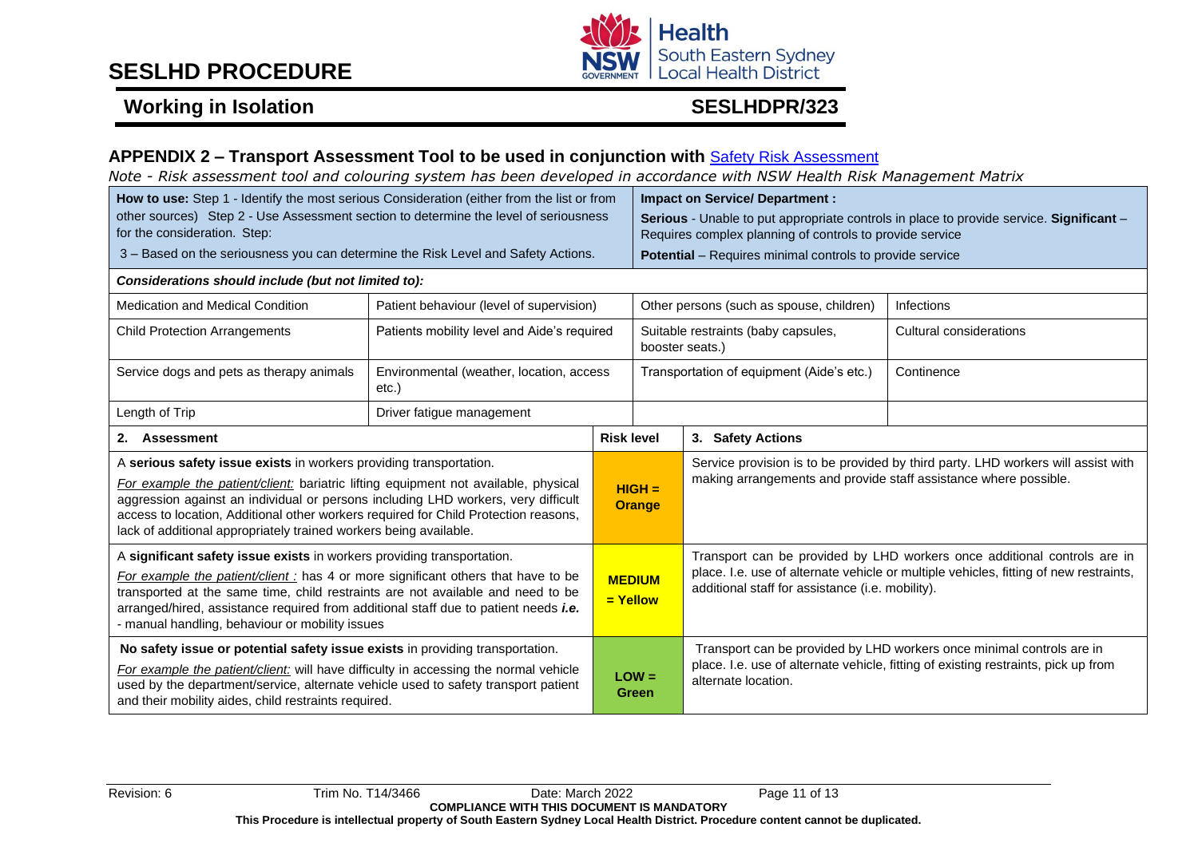## APPENDIX 2 – Transport Assessment Tool to be used in conjunction with Safety Risk Assessment

*Note - Risk assessment tool and colouring system has been developed in accordance with NSW Health Risk Management Matrix*

| **How to use:** Step 1 - Identify the most serious Consideration (either from the list or from other sources) Step 2 - Use Assessment section to determine the level of seriousness for the consideration. Step: 3 – Based on the seriousness you can determine the Risk Level and Safety Actions. | **Impact on Service/ Department :** **Serious** - Unable to put appropriate controls in place to provide service. **Significant** – Requires complex planning of controls to provide service **Potential** – Requires minimal controls to provide service |
|---|---|

***Considerations should include (but not limited to):***

| | | | |
|---|---|---|---|
| Medication and Medical Condition | Patient behaviour (level of supervision) | Other persons (such as spouse, children) | Infections |
| Child Protection Arrangements | Patients mobility level and Aide's required | Suitable restraints (baby capsules, booster seats.) | Cultural considerations |
| Service dogs and pets as therapy animals | Environmental (weather, location, access etc.) | Transportation of equipment (Aide's etc.) | Continence |
| Length of Trip | Driver fatigue management | | |

| **2. Assessment** | **Risk level** | **3. Safety Actions** |
|---|---|---|
| A **serious safety issue exists** in workers providing transportation. *For example the patient/client:* bariatric lifting equipment not available, physical aggression against an individual or persons including LHD workers, very difficult access to location, Additional other workers required for Child Protection reasons, lack of additional appropriately trained workers being available. | **HIGH = Orange** | Service provision is to be provided by third party. LHD workers will assist with making arrangements and provide staff assistance where possible. |
| A **significant safety issue exists** in workers providing transportation. *For example the patient/client :* has 4 or more significant others that have to be transported at the same time, child restraints are not available and need to be arranged/hired, assistance required from additional staff due to patient needs ***i.e.*** - manual handling, behaviour or mobility issues | **MEDIUM = Yellow** | Transport can be provided by LHD workers once additional controls are in place. I.e. use of alternate vehicle or multiple vehicles, fitting of new restraints, additional staff for assistance (i.e. mobility). |
| **No safety issue or potential safety issue exists** in providing transportation. *For example the patient/client:* will have difficulty in accessing the normal vehicle used by the department/service, alternate vehicle used to safety transport patient and their mobility aides, child restraints required. | **LOW = Green** | Transport can be provided by LHD workers once minimal controls are in place. I.e. use of alternate vehicle, fitting of existing restraints, pick up from alternate location. |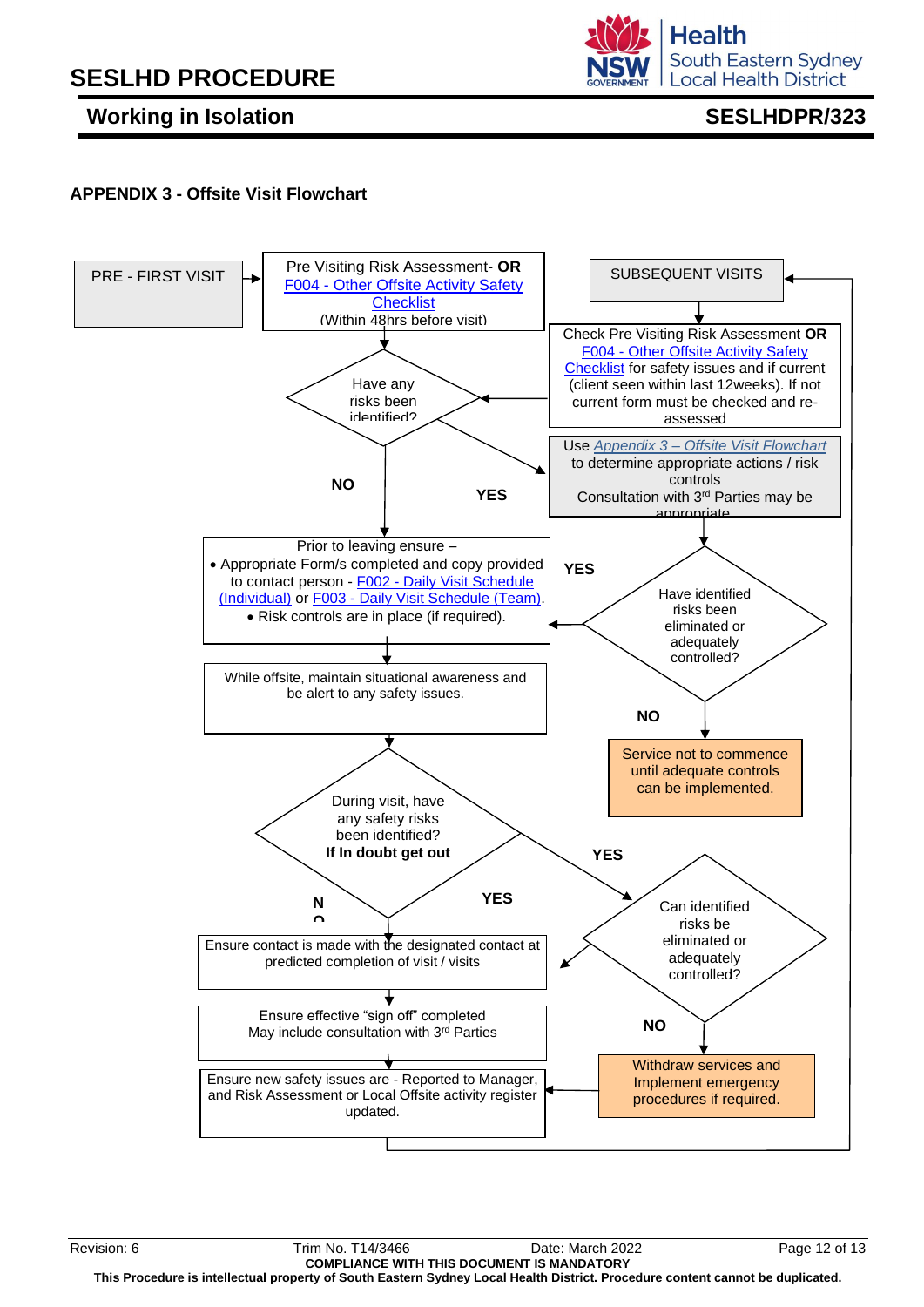### APPENDIX 3 - Offsite Visit Flowchart

PRE - FIRST VISIT

Pre Visiting Risk Assessment- **OR** F004 - Other Offsite Activity Safety Checklist (Within 48hrs before visit)

SUBSEQUENT VISITS

Check Pre Visiting Risk Assessment **OR** F004 - Other Offsite Activity Safety Checklist for safety issues and if current (client seen within last 12weeks). If not current form must be checked and re-assessed

Have any risks been identified?

NO

YES

Use *Appendix 3 – Offsite Visit Flowchart* to determine appropriate actions / risk controls
Consultation with 3rd Parties may be appropriate

Prior to leaving ensure –

- Appropriate Form/s completed and copy provided to contact person - F002 - Daily Visit Schedule (Individual) or F003 - Daily Visit Schedule (Team).
- Risk controls are in place (if required).

YES

Have identified risks been eliminated or adequately controlled?

NO

Service not to commence until adequate controls can be implemented.

While offsite, maintain situational awareness and be alert to any safety issues.

During visit, have any safety risks been identified?
**If In doubt get out**

YES

NO

YES

Can identified risks be eliminated or adequately controlled?

NO

Withdraw services and Implement emergency procedures if required.

Ensure contact is made with the designated contact at predicted completion of visit / visits

Ensure effective "sign off" completed
May include consultation with 3rd Parties

Ensure new safety issues are - Reported to Manager, and Risk Assessment or Local Offsite activity register updated.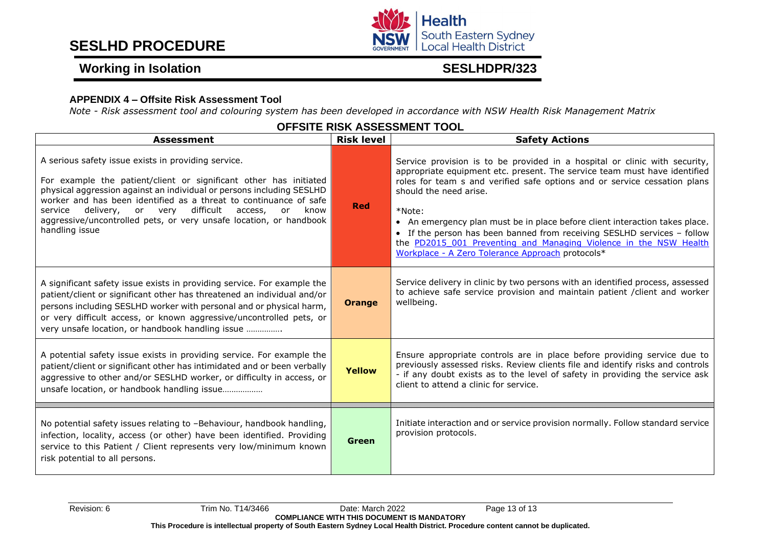### APPENDIX 4 – Offsite Risk Assessment Tool

*Note - Risk assessment tool and colouring system has been developed in accordance with NSW Health Risk Management Matrix*

**OFFSITE RISK ASSESSMENT TOOL**

| Assessment | Risk level | Safety Actions |
| --- | --- | --- |
| A serious safety issue exists in providing service. For example the patient/client or significant other has initiated physical aggression against an individual or persons including SESLHD worker and has been identified as a threat to continuance of safe service delivery, or very difficult access, or know aggressive/uncontrolled pets, or very unsafe location, or handbook handling issue | **Red** | Service provision is to be provided in a hospital or clinic with security, appropriate equipment etc. present. The service team must have identified roles for team s and verified safe options and or service cessation plans should the need arise. *Note: • An emergency plan must be in place before client interaction takes place. • If the person has been banned from receiving SESLHD services – follow the PD2015_001 Preventing and Managing Violence in the NSW Health Workplace - A Zero Tolerance Approach protocols* |
| A significant safety issue exists in providing service. For example the patient/client or significant other has threatened an individual and/or persons including SESLHD worker with personal and or physical harm, or very difficult access, or known aggressive/uncontrolled pets, or very unsafe location, or handbook handling issue ……………. | **Orange** | Service delivery in clinic by two persons with an identified process, assessed to achieve safe service provision and maintain patient /client and worker wellbeing. |
| A potential safety issue exists in providing service. For example the patient/client or significant other has intimidated and or been verbally aggressive to other and/or SESLHD worker, or difficulty in access, or unsafe location, or handbook handling issue……………… | **Yellow** | Ensure appropriate controls are in place before providing service due to previously assessed risks. Review clients file and identify risks and controls - if any doubt exists as to the level of safety in providing the service ask client to attend a clinic for service. |
| No potential safety issues relating to –Behaviour, handbook handling, infection, locality, access (or other) have been identified. Providing service to this Patient / Client represents very low/minimum known risk potential to all persons. | **Green** | Initiate interaction and or service provision normally. Follow standard service provision protocols. |